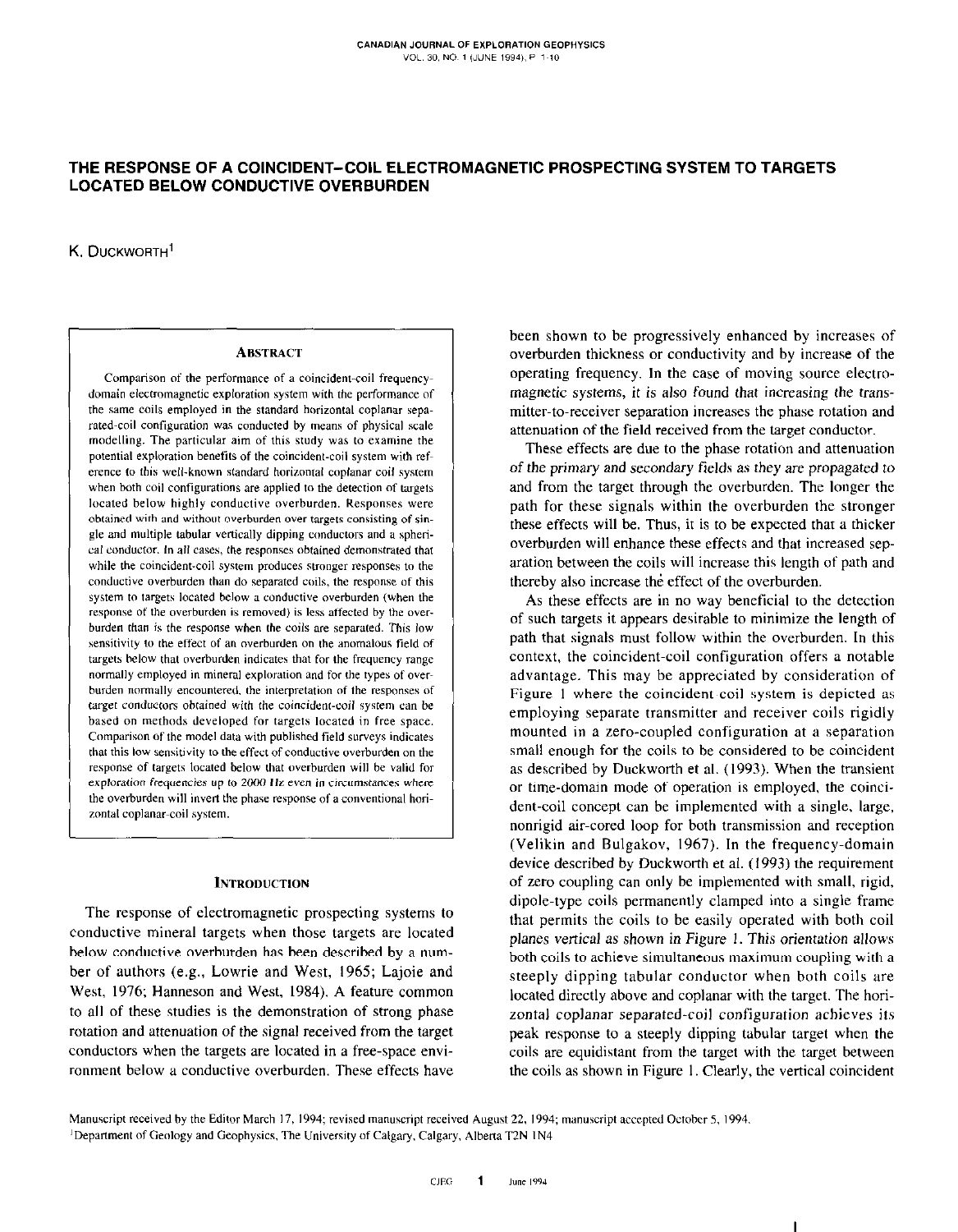# THE RESPONSE OF A COINCIDENT-COIL ELECTROMAGNETIC PROSPECTING SYSTEM TO TARGETS LOCATED BELOW CONDUCTIVE OVERBURDEN

K. Duckworth[1]

## Abstract

Comparison of the performance of a coincident-coil frequency-domain electromagnetic exploration system with the performance of the same coils employed in the standard horizontal coplanar separated-coil configuration was conducted by means of physical scale modelling. The particular aim of this study was to examine the potential exploration benefits of the coincident-coil system with reference to this well-known standard horizontal coplanar coil system when both coil configurations are applied to the detection of targets located below highly conductive overburden. Responses were obtained with and without overburden over targets consisting of single and multiple tabular vertically dipping conductors and a spherical conductor. In all cases, the responses obtained demonstrated that while the coincident-coil system produces stronger responses to the conductive overburden than do separated coils, the response of this system to targets located below a conductive overburden (when the response of the overburden is removed) is less affected by the overburden than is the response when the coils are separated. This low sensitivity to the effect of an overburden on the anomalous field of targets below that overburden indicates that for the frequency range normally employed in mineral exploration and for the types of overburden normally encountered, the interpretation of the responses of target conductors obtained with the coincident-coil system can be based on methods developed for targets located in free space. Comparison of the model data with published field surveys indicates that this low sensitivity to the effect of conductive overburden on the response of targets located below that overburden will be valid for exploration frequencies up to 2000 Hz even in circumstances where the overburden will invert the phase response of a conventional horizontal coplanar-coil system.

## Introduction

The response of electromagnetic prospecting systems to conductive mineral targets when those targets are located below conductive overburden has been described by a number of authors (e.g., Lowrie and West, 1965; Lajoie and West, 1976; Hanneson and West, 1984). A feature common to all of these studies is the demonstration of strong phase rotation and attenuation of the signal received from the target conductors when the targets are located in a free-space environment below a conductive overburden. These effects have been shown to be progressively enhanced by increases of overburden thickness or conductivity and by increase of the operating frequency. In the case of moving source electromagnetic systems, it is also found that increasing the transmitter-to-receiver separation increases the phase rotation and attenuation of the field received from the target conductor.

These effects are due to the phase rotation and attenuation of the primary and secondary fields as they are propagated to and from the target through the overburden. The longer the path for these signals within the overburden the stronger these effects will be. Thus, it is to be expected that a thicker overburden will enhance these effects and that increased separation between the coils will increase this length of path and thereby also increase the effect of the overburden.

As these effects are in no way beneficial to the detection of such targets it appears desirable to minimize the length of path that signals must follow within the overburden. In this context, the coincident-coil configuration offers a notable advantage. This may be appreciated by consideration of Figure 1 where the coincident-coil system is depicted as employing separate transmitter and receiver coils rigidly mounted in a zero-coupled configuration at a separation small enough for the coils to be considered to be coincident as described by Duckworth et al. (1993). When the transient or time-domain mode of operation is employed, the coincident-coil concept can be implemented with a single, large, nonrigid air-cored loop for both transmission and reception (Velikin and Bulgakov, 1967). In the frequency-domain device described by Duckworth et al. (1993) the requirement of zero coupling can only be implemented with small, rigid, dipole-type coils permanently clamped into a single frame that permits the coils to be easily operated with both coil planes vertical as shown in Figure 1. This orientation allows both coils to achieve simultaneous maximum coupling with a steeply dipping tabular conductor when both coils are located directly above and coplanar with the target. The horizontal coplanar separated-coil configuration achieves its peak response to a steeply dipping tabular target when the coils are equidistant from the target with the target between the coils as shown in Figure 1. Clearly, the vertical coincident

Manuscript received by the Editor March 17, 1994; revised manuscript received August 22, 1994; manuscript accepted October 5, 1994.

[1]Department of Geology and Geophysics, The University of Calgary, Calgary, Alberta T2N 1N4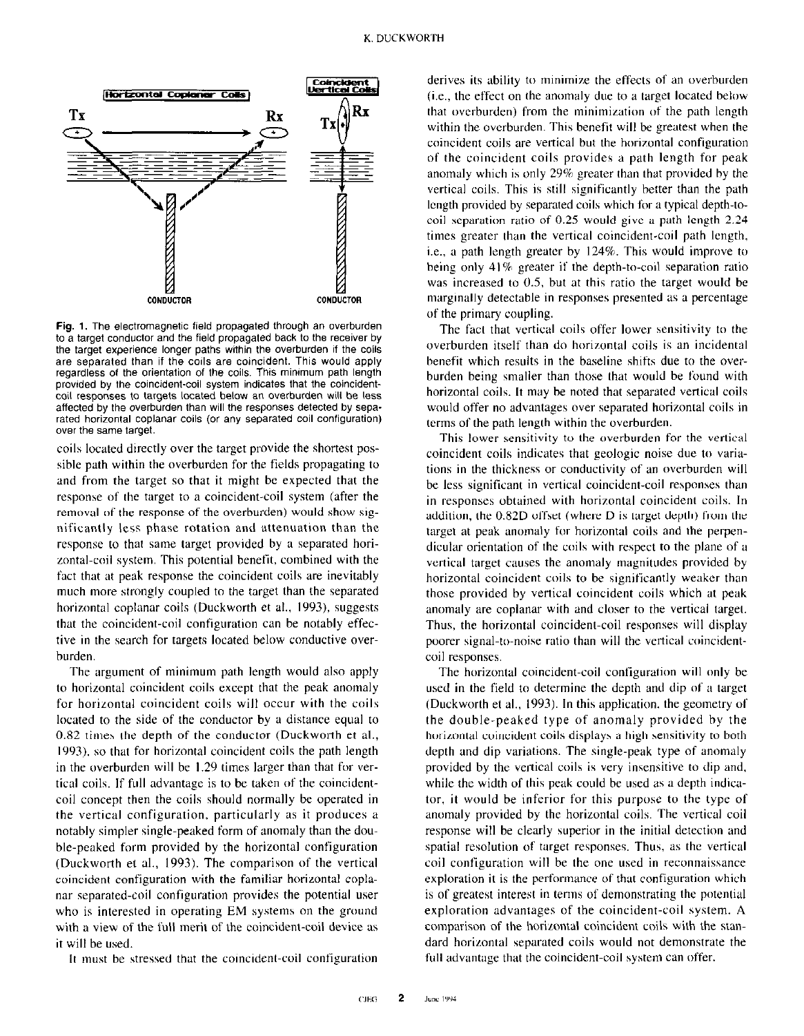Fig. 1. The electromagnetic field propagated through an overburden to a target conductor and the field propagated back to the receiver by the target experience longer paths within the overburden if the coils are separated than if the coils are coincident. This would apply regardless of the orientation of the coils. This minimum path length provided by the coincident-coil system indicates that the coincident-coil responses to targets located below an overburden will be less affected by the overburden than will the responses detected by separated horizontal coplanar coils (or any separated coil configuration) over the same target.

coils located directly over the target provide the shortest possible path within the overburden for the fields propagating to and from the target so that it might be expected that the response of the target to a coincident-coil system (after the removal of the response of the overburden) would show significantly less phase rotation and attenuation than the response to that same target provided by a separated horizontal-coil system. This potential benefit, combined with the fact that at peak response the coincident coils are inevitably much more strongly coupled to the target than the separated horizontal coplanar coils (Duckworth et al., 1993), suggests that the coincident-coil configuration can be notably effective in the search for targets located below conductive overburden.

The argument of minimum path length would also apply to horizontal coincident coils except that the peak anomaly for horizontal coincident coils will occur with the coils located to the side of the conductor by a distance equal to 0.82 times the depth of the conductor (Duckworth et al., 1993), so that for horizontal coincident coils the path length in the overburden will be 1.29 times larger than that for vertical coils. If full advantage is to be taken of the coincident-coil concept then the coils should normally be operated in the vertical configuration, particularly as it produces a notably simpler single-peaked form of anomaly than the double-peaked form provided by the horizontal configuration (Duckworth et al., 1993). The comparison of the vertical coincident configuration with the familiar horizontal coplanar separated-coil configuration provides the potential user who is interested in operating EM systems on the ground with a view of the full merit of the coincident-coil device as it will be used.

It must be stressed that the coincident-coil configuration derives its ability to minimize the effects of an overburden (i.e., the effect on the anomaly due to a target located below that overburden) from the minimization of the path length within the overburden. This benefit will be greatest when the coincident coils are vertical but the horizontal configuration of the coincident coils provides a path length for peak anomaly which is only 29% greater than that provided by the vertical coils. This is still significantly better than the path length provided by separated coils which for a typical depth-to-coil separation ratio of 0.25 would give a path length 2.24 times greater than the vertical coincident-coil path length, i.e., a path length greater by 124%. This would improve to being only 41% greater if the depth-to-coil separation ratio was increased to 0.5, but at this ratio the target would be marginally detectable in responses presented as a percentage of the primary coupling.

The fact that vertical coils offer lower sensitivity to the overburden itself than do horizontal coils is an incidental benefit which results in the baseline shifts due to the overburden being smaller than those that would be found with horizontal coils. It may be noted that separated vertical coils would offer no advantages over separated horizontal coils in terms of the path length within the overburden.

This lower sensitivity to the overburden for the vertical coincident coils indicates that geologic noise due to variations in the thickness or conductivity of an overburden will be less significant in vertical coincident-coil responses than in responses obtained with horizontal coincident coils. In addition, the 0.82D offset (where D is target depth) from the target at peak anomaly for horizontal coils and the perpendicular orientation of the coils with respect to the plane of a vertical target causes the anomaly magnitudes provided by horizontal coincident coils to be significantly weaker than those provided by vertical coincident coils which at peak anomaly are coplanar with and closer to the vertical target. Thus, the horizontal coincident-coil responses will display poorer signal-to-noise ratio than will the vertical coincident-coil responses.

The horizontal coincident-coil configuration will only be used in the field to determine the depth and dip of a target (Duckworth et al., 1993). In this application, the geometry of the double-peaked type of anomaly provided by the horizontal coincident coils displays a high sensitivity to both depth and dip variations. The single-peak type of anomaly provided by the vertical coils is very insensitive to dip and, while the width of this peak could be used as a depth indicator, it would be inferior for this purpose to the type of anomaly provided by the horizontal coils. The vertical coil response will be clearly superior in the initial detection and spatial resolution of target responses. Thus, as the vertical coil configuration will be the one used in reconnaissance exploration it is the performance of that configuration which is of greatest interest in terms of demonstrating the potential exploration advantages of the coincident-coil system. A comparison of the horizontal coincident coils with the standard horizontal separated coils would not demonstrate the full advantage that the coincident-coil system can offer.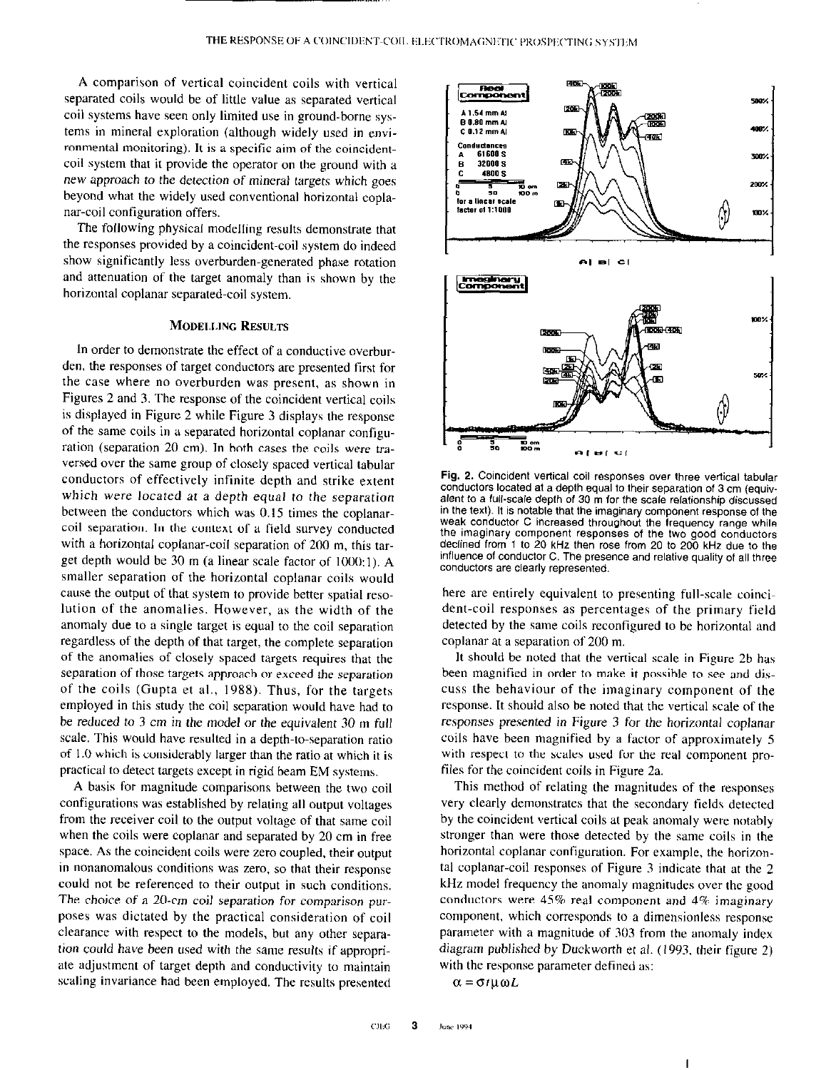A comparison of vertical coincident coils with vertical separated coils would be of little value as separated vertical coil systems have seen only limited use in ground-borne systems in mineral exploration (although widely used in environmental monitoring). It is a specific aim of the coincident-coil system that it provide the operator on the ground with a new approach to the detection of mineral targets which goes beyond what the widely used conventional horizontal coplanar-coil configuration offers.

The following physical modelling results demonstrate that the responses provided by a coincident-coil system do indeed show significantly less overburden-generated phase rotation and attenuation of the target anomaly than is shown by the horizontal coplanar separated-coil system.

## Modelling Results

In order to demonstrate the effect of a conductive overburden, the responses of target conductors are presented first for the case where no overburden was present, as shown in Figures 2 and 3. The response of the coincident vertical coils is displayed in Figure 2 while Figure 3 displays the response of the same coils in a separated horizontal coplanar configuration (separation 20 cm). In both cases the coils were traversed over the same group of closely spaced vertical tabular conductors of effectively infinite depth and strike extent which were located at a depth equal to the separation between the conductors which was 0.15 times the coplanar-coil separation. In the context of a field survey conducted with a horizontal coplanar-coil separation of 200 m, this target depth would be 30 m (a linear scale factor of 1000:1). A smaller separation of the horizontal coplanar coils would cause the output of that system to provide better spatial resolution of the anomalies. However, as the width of the anomaly due to a single target is equal to the coil separation regardless of the depth of that target, the complete separation of the anomalies of closely spaced targets requires that the separation of those targets approach or exceed the separation of the coils (Gupta et al., 1988). Thus, for the targets employed in this study the coil separation would have had to be reduced to 3 cm in the model or the equivalent 30 m full scale. This would have resulted in a depth-to-separation ratio of 1.0 which is considerably larger than the ratio at which it is practical to detect targets except in rigid beam EM systems.

A basis for magnitude comparisons between the two coil configurations was established by relating all output voltages from the receiver coil to the output voltage of that same coil when the coils were coplanar and separated by 20 cm in free space. As the coincident coils were zero coupled, their output in nonanomalous conditions was zero, so that their response could not be referenced to their output in such conditions. The choice of a 20-cm coil separation for comparison purposes was dictated by the practical consideration of coil clearance with respect to the models, but any other separation could have been used with the same results if appropriate adjustment of target depth and conductivity to maintain scaling invariance had been employed. The results presented here are entirely equivalent to presenting full-scale coincident-coil responses as percentages of the primary field detected by the same coils reconfigured to be horizontal and coplanar at a separation of 200 m.

Fig. 2. Coincident vertical coil responses over three vertical tabular conductors located at a depth equal to their separation of 3 cm (equivalent to a full-scale depth of 30 m for the scale relationship discussed in the text). It is notable that the imaginary component response of the weak conductor C increased throughout the frequency range while the imaginary component responses of the two good conductors declined from 1 to 20 kHz then rose from 20 to 200 kHz due to the influence of conductor C. The presence and relative quality of all three conductors are clearly represented.

It should be noted that the vertical scale in Figure 2b has been magnified in order to make it possible to see and discuss the behaviour of the imaginary component of the response. It should also be noted that the vertical scale of the responses presented in Figure 3 for the horizontal coplanar coils have been magnified by a factor of approximately 5 with respect to the scales used for the real component profiles for the coincident coils in Figure 2a.

This method of relating the magnitudes of the responses very clearly demonstrates that the secondary fields detected by the coincident vertical coils at peak anomaly were notably stronger than were those detected by the same coils in the horizontal coplanar configuration. For example, the horizontal coplanar-coil responses of Figure 3 indicate that at the 2 kHz model frequency the anomaly magnitudes over the good conductors were 45% real component and 4% imaginary component, which corresponds to a dimensionless response parameter with a magnitude of 303 from the anomaly index diagram published by Duckworth et al. (1993, their figure 2) with the response parameter defined as:

$$\alpha = \sigma t \mu \omega L$$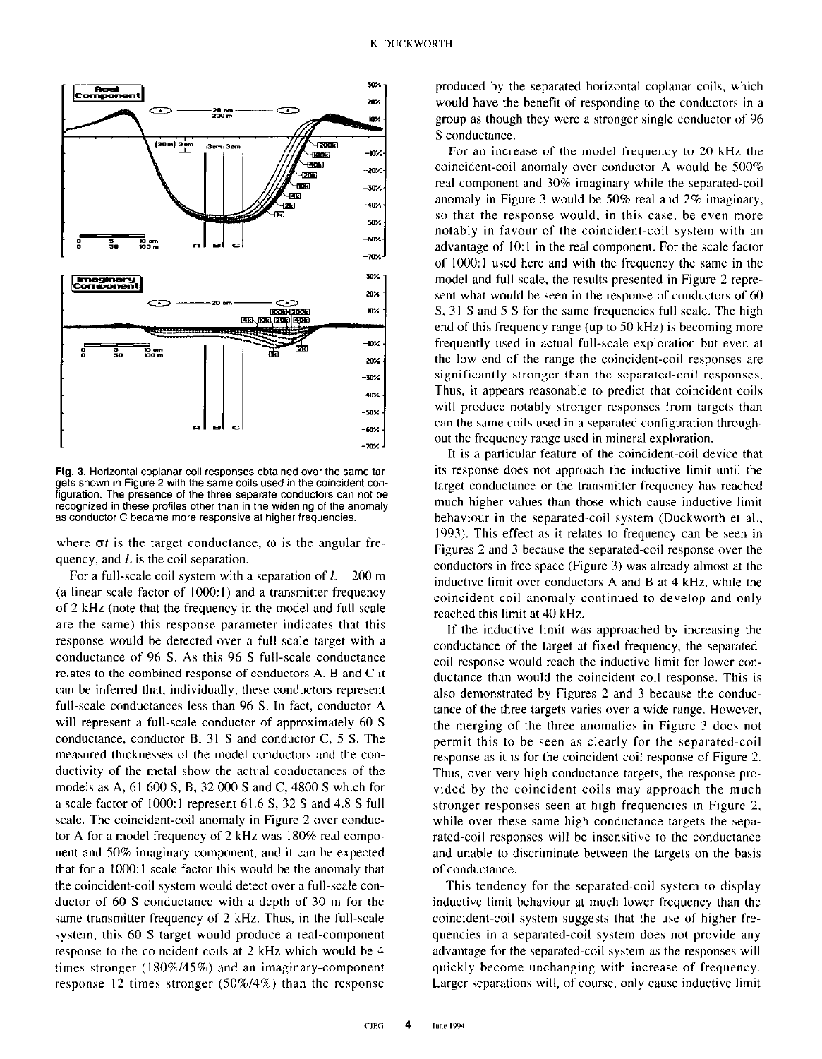Fig. 3. Horizontal coplanar-coil responses obtained over the same targets shown in Figure 2 with the same coils used in the coincident configuration. The presence of the three separate conductors can not be recognized in these profiles other than in the widening of the anomaly as conductor C became more responsive at higher frequencies.

where $\sigma t$ is the target conductance, $\omega$ is the angular frequency, and $L$ is the coil separation.

For a full-scale coil system with a separation of $L$ = 200 m (a linear scale factor of 1000:1) and a transmitter frequency of 2 kHz (note that the frequency in the model and full scale are the same) this response parameter indicates that this response would be detected over a full-scale target with a conductance of 96 S. As this 96 S full-scale conductance relates to the combined response of conductors A, B and C it can be inferred that, individually, these conductors represent full-scale conductances less than 96 S. In fact, conductor A will represent a full-scale conductor of approximately 60 S conductance, conductor B, 31 S and conductor C, 5 S. The measured thicknesses of the model conductors and the conductivity of the metal show the actual conductances of the models as A, 61 600 S, B, 32 000 S and C, 4800 S which for a scale factor of 1000:1 represent 61.6 S, 32 S and 4.8 S full scale. The coincident-coil anomaly in Figure 2 over conductor A for a model frequency of 2 kHz was 180% real component and 50% imaginary component, and it can be expected that for a 1000:1 scale factor this would be the anomaly that the coincident-coil system would detect over a full-scale conductor of 60 S conductance with a depth of 30 m for the same transmitter frequency of 2 kHz. Thus, in the full-scale system, this 60 S target would produce a real-component response to the coincident coils at 2 kHz which would be 4 times stronger (180%/45%) and an imaginary-component response 12 times stronger (50%/4%) than the response produced by the separated horizontal coplanar coils, which would have the benefit of responding to the conductors in a group as though they were a stronger single conductor of 96 S conductance.

For an increase of the model frequency to 20 kHz the coincident-coil anomaly over conductor A would be 500% real component and 30% imaginary while the separated-coil anomaly in Figure 3 would be 50% real and 2% imaginary, so that the response would, in this case, be even more notably in favour of the coincident-coil system with an advantage of 10:1 in the real component. For the scale factor of 1000:1 used here and with the frequency the same in the model and full scale, the results presented in Figure 2 represent what would be seen in the response of conductors of 60 S, 31 S and 5 S for the same frequencies full scale. The high end of this frequency range (up to 50 kHz) is becoming more frequently used in actual full-scale exploration but even at the low end of the range the coincident-coil responses are significantly stronger than the separated-coil responses. Thus, it appears reasonable to predict that coincident coils will produce notably stronger responses from targets than can the same coils used in a separated configuration throughout the frequency range used in mineral exploration.

It is a particular feature of the coincident-coil device that its response does not approach the inductive limit until the target conductance or the transmitter frequency has reached much higher values than those which cause inductive limit behaviour in the separated-coil system (Duckworth et al., 1993). This effect as it relates to frequency can be seen in Figures 2 and 3 because the separated-coil response over the conductors in free space (Figure 3) was already almost at the inductive limit over conductors A and B at 4 kHz, while the coincident-coil anomaly continued to develop and only reached this limit at 40 kHz.

If the inductive limit was approached by increasing the conductance of the target at fixed frequency, the separated-coil response would reach the inductive limit for lower conductance than would the coincident-coil response. This is also demonstrated by Figures 2 and 3 because the conductance of the three targets varies over a wide range. However, the merging of the three anomalies in Figure 3 does not permit this to be seen as clearly for the separated-coil response as it is for the coincident-coil response of Figure 2. Thus, over very high conductance targets, the response provided by the coincident coils may approach the much stronger responses seen at high frequencies in Figure 2, while over these same high conductance targets the separated-coil responses will be insensitive to the conductance and unable to discriminate between the targets on the basis of conductance.

This tendency for the separated-coil system to display inductive limit behaviour at much lower frequency than the coincident-coil system suggests that the use of higher frequencies in a separated-coil system does not provide any advantage for the separated-coil system as the responses will quickly become unchanging with increase of frequency. Larger separations will, of course, only cause inductive limit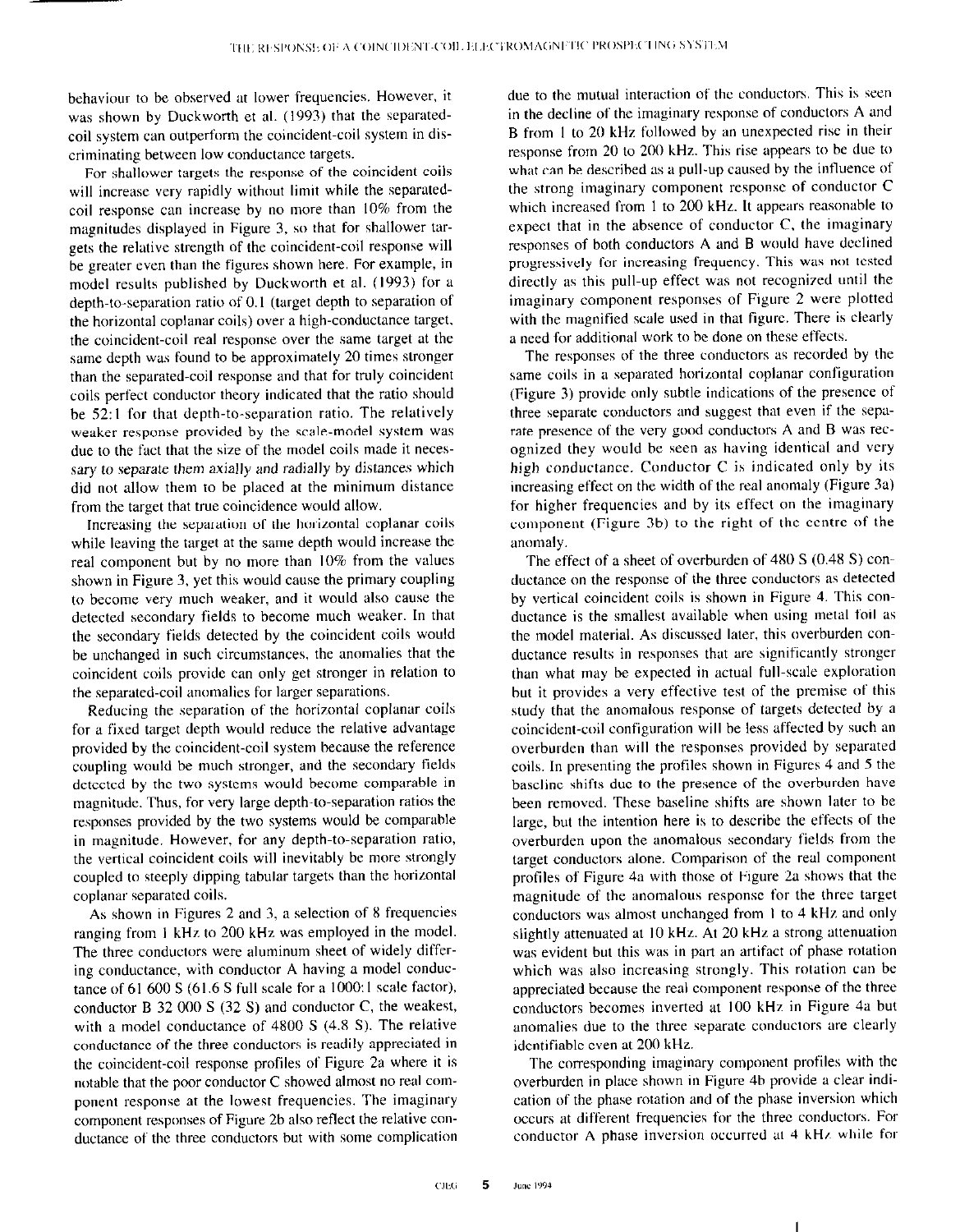behaviour to be observed at lower frequencies. However, it was shown by Duckworth et al. (1993) that the separated-coil system can outperform the coincident-coil system in discriminating between low conductance targets.

For shallower targets the response of the coincident coils will increase very rapidly without limit while the separated-coil response can increase by no more than 10% from the magnitudes displayed in Figure 3, so that for shallower targets the relative strength of the coincident-coil response will be greater even than the figures shown here. For example, in model results published by Duckworth et al. (1993) for a depth-to-separation ratio of 0.1 (target depth to separation of the horizontal coplanar coils) over a high-conductance target, the coincident-coil real response over the same target at the same depth was found to be approximately 20 times stronger than the separated-coil response and that for truly coincident coils perfect conductor theory indicated that the ratio should be 52:1 for that depth-to-separation ratio. The relatively weaker response provided by the scale-model system was due to the fact that the size of the model coils made it necessary to separate them axially and radially by distances which did not allow them to be placed at the minimum distance from the target that true coincidence would allow.

Increasing the separation of the horizontal coplanar coils while leaving the target at the same depth would increase the real component but by no more than 10% from the values shown in Figure 3, yet this would cause the primary coupling to become very much weaker, and it would also cause the detected secondary fields to become much weaker. In that the secondary fields detected by the coincident coils would be unchanged in such circumstances, the anomalies that the coincident coils provide can only get stronger in relation to the separated-coil anomalies for larger separations.

Reducing the separation of the horizontal coplanar coils for a fixed target depth would reduce the relative advantage provided by the coincident-coil system because the reference coupling would be much stronger, and the secondary fields detected by the two systems would become comparable in magnitude. Thus, for very large depth-to-separation ratios the responses provided by the two systems would be comparable in magnitude. However, for any depth-to-separation ratio, the vertical coincident coils will inevitably be more strongly coupled to steeply dipping tabular targets than the horizontal coplanar separated coils.

As shown in Figures 2 and 3, a selection of 8 frequencies ranging from 1 kHz to 200 kHz was employed in the model. The three conductors were aluminum sheet of widely differing conductance, with conductor A having a model conductance of 61 600 S (61.6 S full scale for a 1000:1 scale factor), conductor B 32 000 S (32 S) and conductor C, the weakest, with a model conductance of 4800 S (4.8 S). The relative conductance of the three conductors is readily appreciated in the coincident-coil response profiles of Figure 2a where it is notable that the poor conductor C showed almost no real component response at the lowest frequencies. The imaginary component responses of Figure 2b also reflect the relative conductance of the three conductors but with some complication due to the mutual interaction of the conductors. This is seen in the decline of the imaginary response of conductors A and B from 1 to 20 kHz followed by an unexpected rise in their response from 20 to 200 kHz. This rise appears to be due to what can be described as a pull-up caused by the influence of the strong imaginary component response of conductor C which increased from 1 to 200 kHz. It appears reasonable to expect that in the absence of conductor C, the imaginary responses of both conductors A and B would have declined progressively for increasing frequency. This was not tested directly as this pull-up effect was not recognized until the imaginary component responses of Figure 2 were plotted with the magnified scale used in that figure. There is clearly a need for additional work to be done on these effects.

The responses of the three conductors as recorded by the same coils in a separated horizontal coplanar configuration (Figure 3) provide only subtle indications of the presence of three separate conductors and suggest that even if the separate presence of the very good conductors A and B was recognized they would be seen as having identical and very high conductance. Conductor C is indicated only by its increasing effect on the width of the real anomaly (Figure 3a) for higher frequencies and by its effect on the imaginary component (Figure 3b) to the right of the centre of the anomaly.

The effect of a sheet of overburden of 480 S (0.48 S) conductance on the response of the three conductors as detected by vertical coincident coils is shown in Figure 4. This conductance is the smallest available when using metal foil as the model material. As discussed later, this overburden conductance results in responses that are significantly stronger than what may be expected in actual full-scale exploration but it provides a very effective test of the premise of this study that the anomalous response of targets detected by a coincident-coil configuration will be less affected by such an overburden than will the responses provided by separated coils. In presenting the profiles shown in Figures 4 and 5 the baseline shifts due to the presence of the overburden have been removed. These baseline shifts are shown later to be large, but the intention here is to describe the effects of the overburden upon the anomalous secondary fields from the target conductors alone. Comparison of the real component profiles of Figure 4a with those of Figure 2a shows that the magnitude of the anomalous response for the three target conductors was almost unchanged from 1 to 4 kHz and only slightly attenuated at 10 kHz. At 20 kHz a strong attenuation was evident but this was in part an artifact of phase rotation which was also increasing strongly. This rotation can be appreciated because the real component response of the three conductors becomes inverted at 100 kHz in Figure 4a but anomalies due to the three separate conductors are clearly identifiable even at 200 kHz.

The corresponding imaginary component profiles with the overburden in place shown in Figure 4b provide a clear indication of the phase rotation and of the phase inversion which occurs at different frequencies for the three conductors. For conductor A phase inversion occurred at 4 kHz while for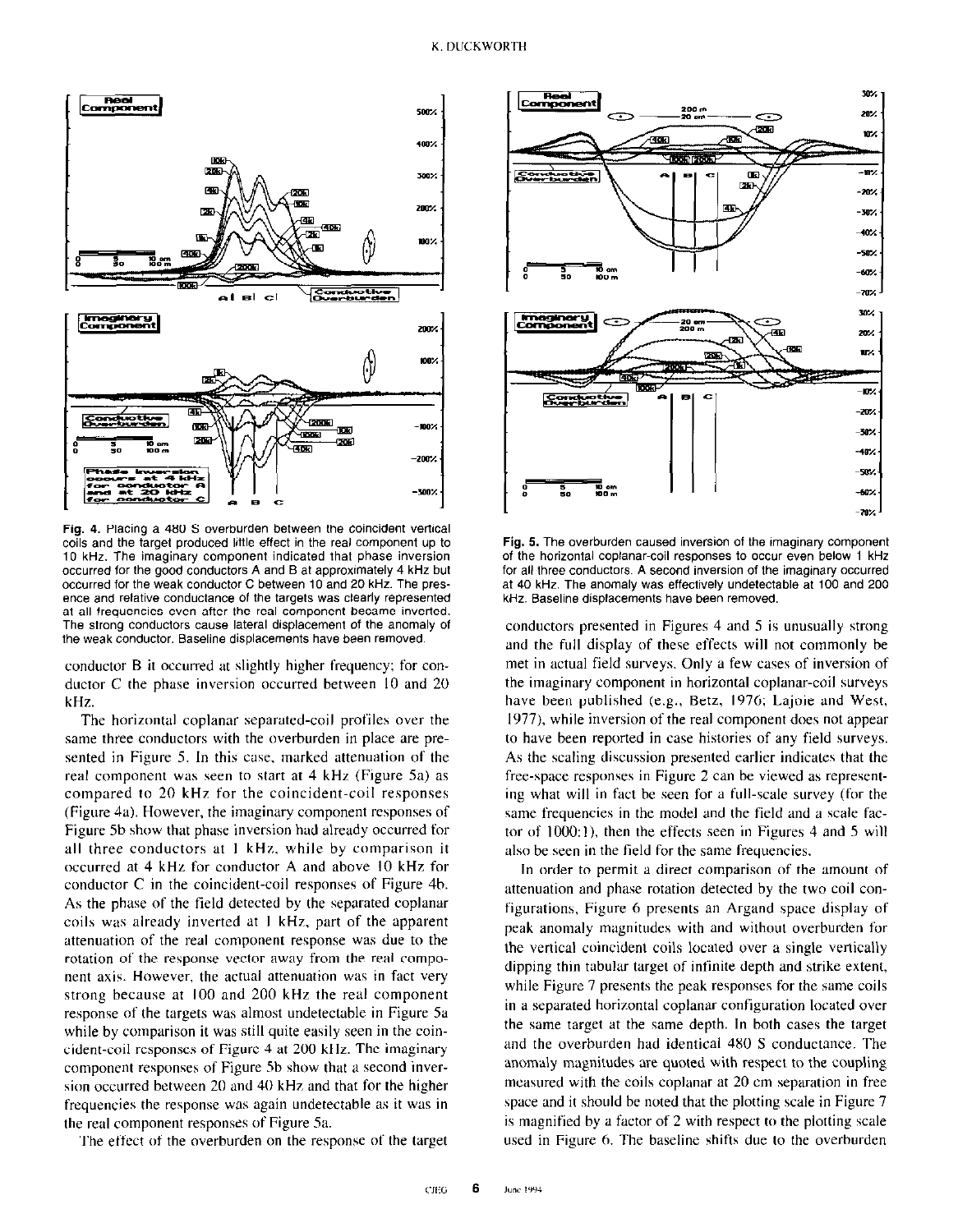Fig. 4. Placing a 480 S overburden between the coincident vertical coils and the target produced little effect in the real component up to 10 kHz. The imaginary component indicated that phase inversion occurred for the good conductors A and B at approximately 4 kHz but occurred for the weak conductor C between 10 and 20 kHz. The presence and relative conductance of the targets was clearly represented at all frequencies even after the real component became inverted. The strong conductors cause lateral displacement of the anomaly of the weak conductor. Baseline displacements have been removed.

Fig. 5. The overburden caused inversion of the imaginary component of the horizontal coplanar-coil responses to occur even below 1 kHz for all three conductors. A second inversion of the imaginary occurred at 40 kHz. The anomaly was effectively undetectable at 100 and 200 kHz. Baseline displacements have been removed.

conductor B it occurred at slightly higher frequency; for conductor C the phase inversion occurred between 10 and 20 kHz.

The horizontal coplanar separated-coil profiles over the same three conductors with the overburden in place are presented in Figure 5. In this case, marked attenuation of the real component was seen to start at 4 kHz (Figure 5a) as compared to 20 kHz for the coincident-coil responses (Figure 4a). However, the imaginary component responses of Figure 5b show that phase inversion had already occurred for all three conductors at 1 kHz, while by comparison it occurred at 4 kHz for conductor A and above 10 kHz for conductor C in the coincident-coil responses of Figure 4b. As the phase of the field detected by the separated coplanar coils was already inverted at 1 kHz, part of the apparent attenuation of the real component response was due to the rotation of the response vector away from the real component axis. However, the actual attenuation was in fact very strong because at 100 and 200 kHz the real component response of the targets was almost undetectable in Figure 5a while by comparison it was still quite easily seen in the coincident-coil responses of Figure 4 at 200 kHz. The imaginary component responses of Figure 5b show that a second inversion occurred between 20 and 40 kHz and that for the higher frequencies the response was again undetectable as it was in the real component responses of Figure 5a.

The effect of the overburden on the response of the target conductors presented in Figures 4 and 5 is unusually strong and the full display of these effects will not commonly be met in actual field surveys. Only a few cases of inversion of the imaginary component in horizontal coplanar-coil surveys have been published (e.g., Betz, 1976; Lajoie and West, 1977), while inversion of the real component does not appear to have been reported in case histories of any field surveys. As the scaling discussion presented earlier indicates that the free-space responses in Figure 2 can be viewed as representing what will in fact be seen for a full-scale survey (for the same frequencies in the model and the field and a scale factor of 1000:1), then the effects seen in Figures 4 and 5 will also be seen in the field for the same frequencies.

In order to permit a direct comparison of the amount of attenuation and phase rotation detected by the two coil configurations, Figure 6 presents an Argand space display of peak anomaly magnitudes with and without overburden for the vertical coincident coils located over a single vertically dipping thin tabular target of infinite depth and strike extent, while Figure 7 presents the peak responses for the same coils in a separated horizontal coplanar configuration located over the same target at the same depth. In both cases the target and the overburden had identical 480 S conductance. The anomaly magnitudes are quoted with respect to the coupling measured with the coils coplanar at 20 cm separation in free space and it should be noted that the plotting scale in Figure 7 is magnified by a factor of 2 with respect to the plotting scale used in Figure 6. The baseline shifts due to the overburden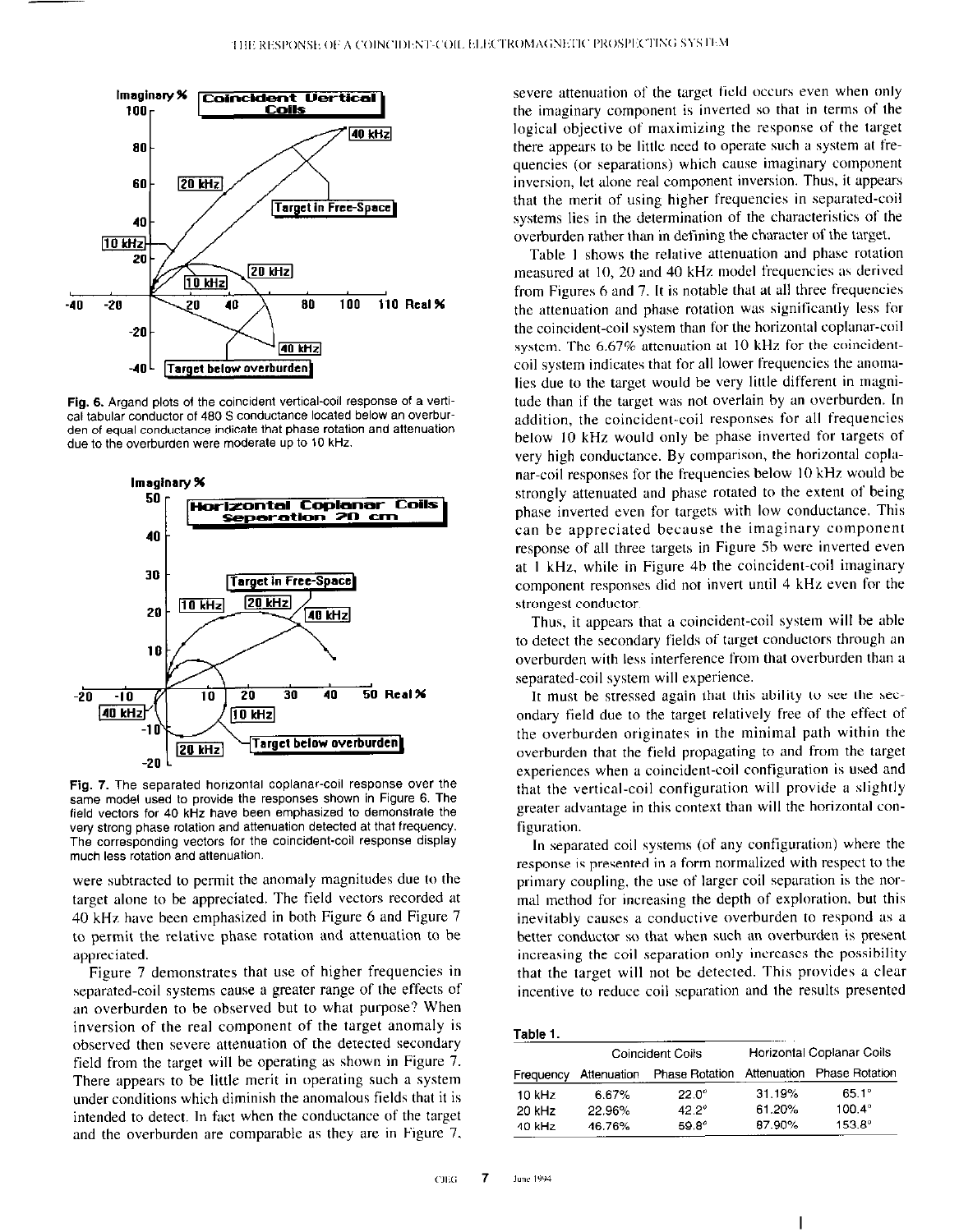Fig. 6. Argand plots of the coincident vertical-coil response of a vertical tabular conductor of 480 S conductance located below an overburden of equal conductance indicate that phase rotation and attenuation due to the overburden were moderate up to 10 kHz.

Fig. 7. The separated horizontal coplanar-coil response over the same model used to provide the responses shown in Figure 6. The field vectors for 40 kHz have been emphasized to demonstrate the very strong phase rotation and attenuation detected at that frequency. The corresponding vectors for the coincident-coil response display much less rotation and attenuation.

were subtracted to permit the anomaly magnitudes due to the target alone to be appreciated. The field vectors recorded at 40 kHz have been emphasized in both Figure 6 and Figure 7 to permit the relative phase rotation and attenuation to be appreciated.

Figure 7 demonstrates that use of higher frequencies in separated-coil systems cause a greater range of the effects of an overburden to be observed but to what purpose? When inversion of the real component of the target anomaly is observed then severe attenuation of the detected secondary field from the target will be operating as shown in Figure 7. There appears to be little merit in operating such a system under conditions which diminish the anomalous fields that it is intended to detect. In fact when the conductance of the target and the overburden are comparable as they are in Figure 7, severe attenuation of the target field occurs even when only the imaginary component is inverted so that in terms of the logical objective of maximizing the response of the target there appears to be little need to operate such a system at frequencies (or separations) which cause imaginary component inversion, let alone real component inversion. Thus, it appears that the merit of using higher frequencies in separated-coil systems lies in the determination of the characteristics of the overburden rather than in defining the character of the target.

Table 1 shows the relative attenuation and phase rotation measured at 10, 20 and 40 kHz model frequencies as derived from Figures 6 and 7. It is notable that at all three frequencies the attenuation and phase rotation was significantly less for the coincident-coil system than for the horizontal coplanar-coil system. The 6.67% attenuation at 10 kHz for the coincident-coil system indicates that for all lower frequencies the anomalies due to the target would be very little different in magnitude than if the target was not overlain by an overburden. In addition, the coincident-coil responses for all frequencies below 10 kHz would only be phase inverted for targets of very high conductance. By comparison, the horizontal coplanar-coil responses for the frequencies below 10 kHz would be strongly attenuated and phase rotated to the extent of being phase inverted even for targets with low conductance. This can be appreciated because the imaginary component response of all three targets in Figure 5b were inverted even at 1 kHz, while in Figure 4b the coincident-coil imaginary component responses did not invert until 4 kHz even for the strongest conductor.

Thus, it appears that a coincident-coil system will be able to detect the secondary fields of target conductors through an overburden with less interference from that overburden than a separated-coil system will experience.

It must be stressed again that this ability to see the secondary field due to the target relatively free of the effect of the overburden originates in the minimal path within the overburden that the field propagating to and from the target experiences when a coincident-coil configuration is used and that the vertical-coil configuration will provide a slightly greater advantage in this context than will the horizontal configuration.

In separated coil systems (of any configuration) where the response is presented in a form normalized with respect to the primary coupling, the use of larger coil separation is the normal method for increasing the depth of exploration, but this inevitably causes a conductive overburden to respond as a better conductor so that when such an overburden is present increasing the coil separation only increases the possibility that the target will not be detected. This provides a clear incentive to reduce coil separation and the results presented

**Table 1.**

| | Coincident Coils | | Horizontal Coplanar Coils | |
|---|---|---|---|---|
| Frequency | Attenuation | Phase Rotation | Attenuation | Phase Rotation |
| 10 kHz | 6.67% | 22.0° | 31.19% | 65.1° |
| 20 kHz | 22.96% | 42.2° | 61.20% | 100.4° |
| 40 kHz | 46.76% | 59.8° | 87.90% | 153.8° |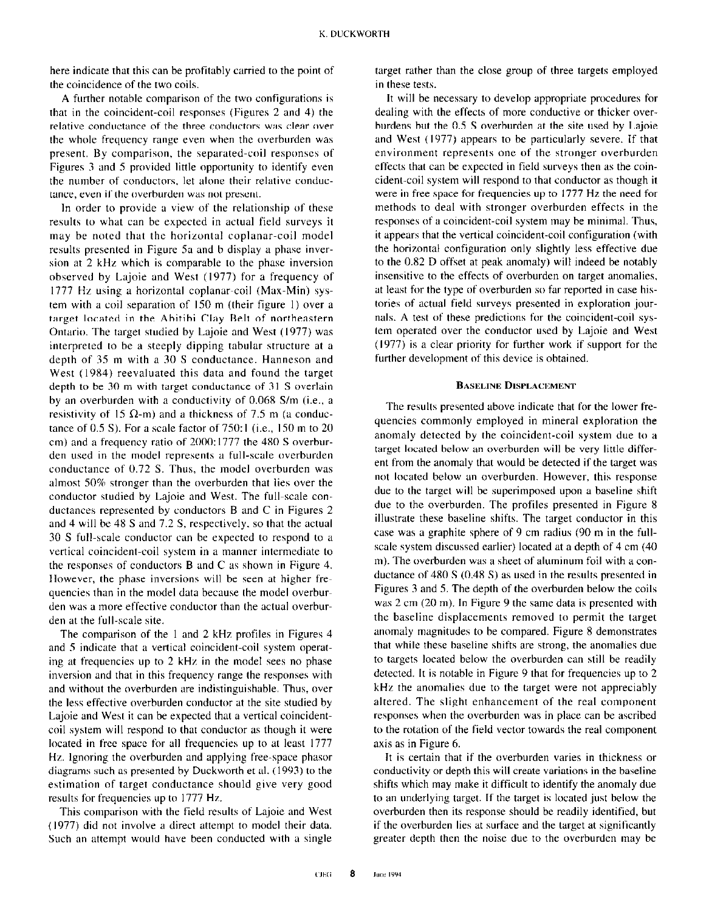here indicate that this can be profitably carried to the point of the coincidence of the two coils.

A further notable comparison of the two configurations is that in the coincident-coil responses (Figures 2 and 4) the relative conductance of the three conductors was clear over the whole frequency range even when the overburden was present. By comparison, the separated-coil responses of Figures 3 and 5 provided little opportunity to identify even the number of conductors, let alone their relative conductance, even if the overburden was not present.

In order to provide a view of the relationship of these results to what can be expected in actual field surveys it may be noted that the horizontal coplanar-coil model results presented in Figure 5a and b display a phase inversion at 2 kHz which is comparable to the phase inversion observed by Lajoie and West (1977) for a frequency of 1777 Hz using a horizontal coplanar-coil (Max-Min) system with a coil separation of 150 m (their figure 1) over a target located in the Abitibi Clay Belt of northeastern Ontario. The target studied by Lajoie and West (1977) was interpreted to be a steeply dipping tabular structure at a depth of 35 m with a 30 S conductance. Hanneson and West (1984) reevaluated this data and found the target depth to be 30 m with target conductance of 31 S overlain by an overburden with a conductivity of 0.068 S/m (i.e., a resistivity of 15 Ω-m) and a thickness of 7.5 m (a conductance of 0.5 S). For a scale factor of 750:1 (i.e., 150 m to 20 cm) and a frequency ratio of 2000:1777 the 480 S overburden used in the model represents a full-scale overburden conductance of 0.72 S. Thus, the model overburden was almost 50% stronger than the overburden that lies over the conductor studied by Lajoie and West. The full-scale conductances represented by conductors B and C in Figures 2 and 4 will be 48 S and 7.2 S, respectively, so that the actual 30 S full-scale conductor can be expected to respond to a vertical coincident-coil system in a manner intermediate to the responses of conductors B and C as shown in Figure 4. However, the phase inversions will be seen at higher frequencies than in the model data because the model overburden was a more effective conductor than the actual overburden at the full-scale site.

The comparison of the 1 and 2 kHz profiles in Figures 4 and 5 indicate that a vertical coincident-coil system operating at frequencies up to 2 kHz in the model sees no phase inversion and that in this frequency range the responses with and without the overburden are indistinguishable. Thus, over the less effective overburden conductor at the site studied by Lajoie and West it can be expected that a vertical coincident-coil system will respond to that conductor as though it were located in free space for all frequencies up to at least 1777 Hz. Ignoring the overburden and applying free-space phasor diagrams such as presented by Duckworth et al. (1993) to the estimation of target conductance should give very good results for frequencies up to 1777 Hz.

This comparison with the field results of Lajoie and West (1977) did not involve a direct attempt to model their data. Such an attempt would have been conducted with a single target rather than the close group of three targets employed in these tests.

It will be necessary to develop appropriate procedures for dealing with the effects of more conductive or thicker overburdens but the 0.5 S overburden at the site used by Lajoie and West (1977) appears to be particularly severe. If that environment represents one of the stronger overburden effects that can be expected in field surveys then as the coincident-coil system will respond to that conductor as though it were in free space for frequencies up to 1777 Hz the need for methods to deal with stronger overburden effects in the responses of a coincident-coil system may be minimal. Thus, it appears that the vertical coincident-coil configuration (with the horizontal configuration only slightly less effective due to the 0.82 D offset at peak anomaly) will indeed be notably insensitive to the effects of overburden on target anomalies, at least for the type of overburden so far reported in case histories of actual field surveys presented in exploration journals. A test of these predictions for the coincident-coil system operated over the conductor used by Lajoie and West (1977) is a clear priority for further work if support for the further development of this device is obtained.

## Baseline Displacement

The results presented above indicate that for the lower frequencies commonly employed in mineral exploration the anomaly detected by the coincident-coil system due to a target located below an overburden will be very little different from the anomaly that would be detected if the target was not located below an overburden. However, this response due to the target will be superimposed upon a baseline shift due to the overburden. The profiles presented in Figure 8 illustrate these baseline shifts. The target conductor in this case was a graphite sphere of 9 cm radius (90 m in the full-scale system discussed earlier) located at a depth of 4 cm (40 m). The overburden was a sheet of aluminum foil with a conductance of 480 S (0.48 S) as used in the results presented in Figures 3 and 5. The depth of the overburden below the coils was 2 cm (20 m). In Figure 9 the same data is presented with the baseline displacements removed to permit the target anomaly magnitudes to be compared. Figure 8 demonstrates that while these baseline shifts are strong, the anomalies due to targets located below the overburden can still be readily detected. It is notable in Figure 9 that for frequencies up to 2 kHz the anomalies due to the target were not appreciably altered. The slight enhancement of the real component responses when the overburden was in place can be ascribed to the rotation of the field vector towards the real component axis as in Figure 6.

It is certain that if the overburden varies in thickness or conductivity or depth this will create variations in the baseline shifts which may make it difficult to identify the anomaly due to an underlying target. If the target is located just below the overburden then its response should be readily identified, but if the overburden lies at surface and the target at significantly greater depth then the noise due to the overburden may be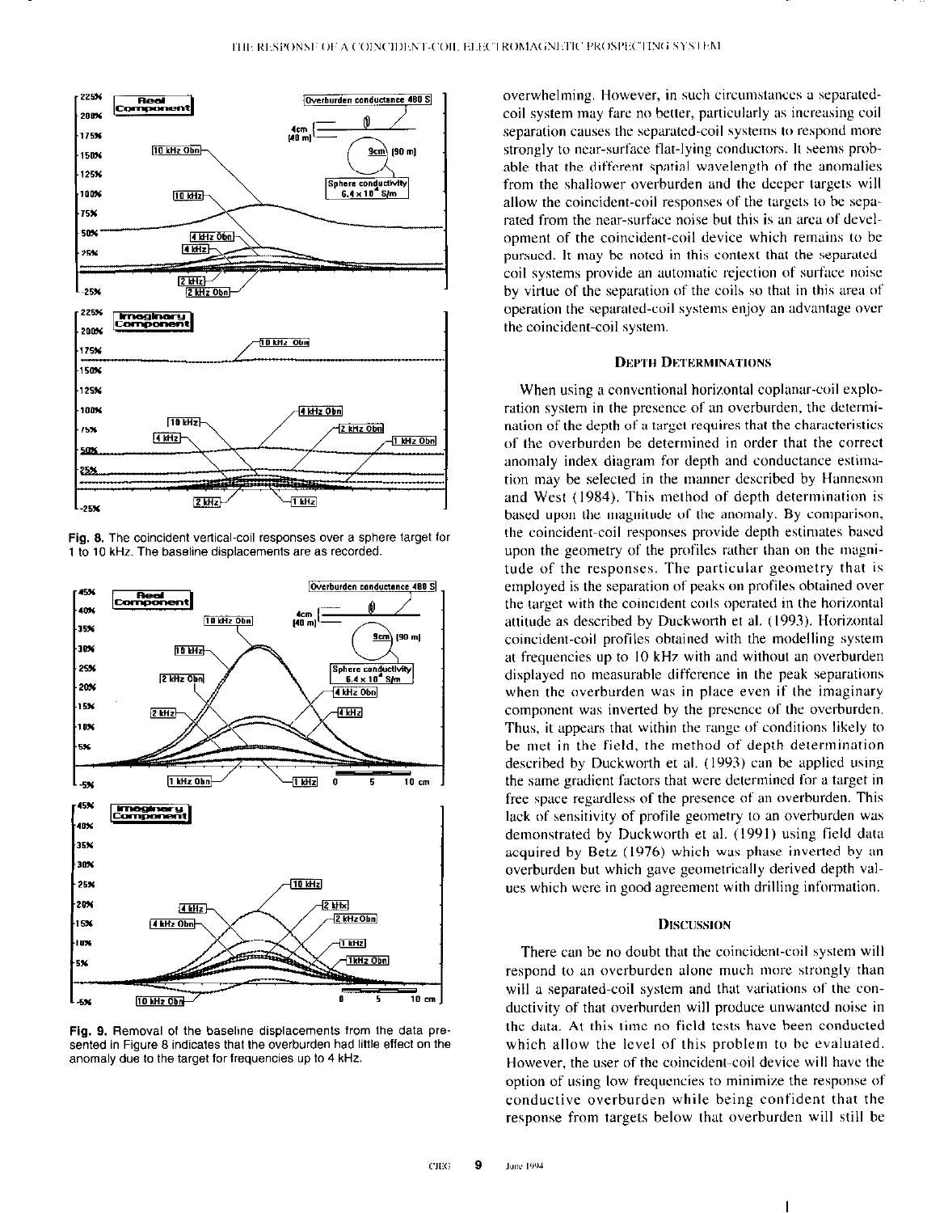Fig. 8. The coincident vertical-coil responses over a sphere target for 1 to 10 kHz. The baseline displacements are as recorded.

Fig. 9. Removal of the baseline displacements from the data presented in Figure 8 indicates that the overburden had little effect on the anomaly due to the target for frequencies up to 4 kHz.

overwhelming. However, in such circumstances a separated-coil system may fare no better, particularly as increasing coil separation causes the separated-coil systems to respond more strongly to near-surface flat-lying conductors. It seems probable that the different spatial wavelength of the anomalies from the shallower overburden and the deeper targets will allow the coincident-coil responses of the targets to be separated from the near-surface noise but this is an area of development of the coincident-coil device which remains to be pursued. It may be noted in this context that the separated coil systems provide an automatic rejection of surface noise by virtue of the separation of the coils so that in this area of operation the separated-coil systems enjoy an advantage over the coincident-coil system.

## Depth Determinations

When using a conventional horizontal coplanar-coil exploration system in the presence of an overburden, the determination of the depth of a target requires that the characteristics of the overburden be determined in order that the correct anomaly index diagram for depth and conductance estimation may be selected in the manner described by Hanneson and West (1984). This method of depth determination is based upon the magnitude of the anomaly. By comparison, the coincident-coil responses provide depth estimates based upon the geometry of the profiles rather than on the magnitude of the responses. The particular geometry that is employed is the separation of peaks on profiles obtained over the target with the coincident coils operated in the horizontal attitude as described by Duckworth et al. (1993). Horizontal coincident-coil profiles obtained with the modelling system at frequencies up to 10 kHz with and without an overburden displayed no measurable difference in the peak separations when the overburden was in place even if the imaginary component was inverted by the presence of the overburden. Thus, it appears that within the range of conditions likely to be met in the field, the method of depth determination described by Duckworth et al. (1993) can be applied using the same gradient factors that were determined for a target in free space regardless of the presence of an overburden. This lack of sensitivity of profile geometry to an overburden was demonstrated by Duckworth et al. (1991) using field data acquired by Betz (1976) which was phase inverted by an overburden but which gave geometrically derived depth values which were in good agreement with drilling information.

## Discussion

There can be no doubt that the coincident-coil system will respond to an overburden alone much more strongly than will a separated-coil system and that variations of the conductivity of that overburden will produce unwanted noise in the data. At this time no field tests have been conducted which allow the level of this problem to be evaluated. However, the user of the coincident-coil device will have the option of using low frequencies to minimize the response of conductive overburden while being confident that the response from targets below that overburden will still be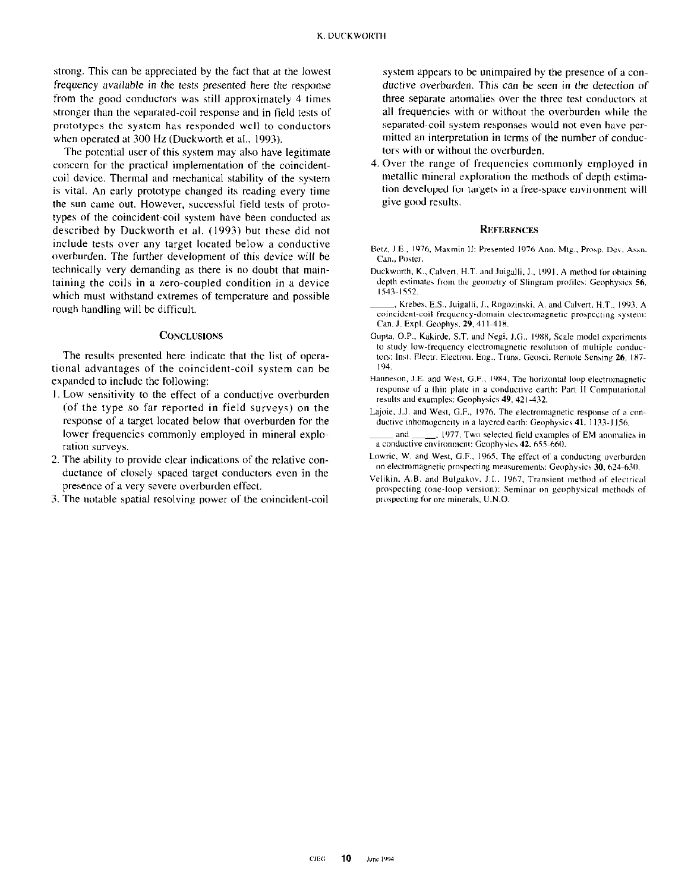strong. This can be appreciated by the fact that at the lowest frequency available in the tests presented here the response from the good conductors was still approximately 4 times stronger than the separated-coil response and in field tests of prototypes the system has responded well to conductors when operated at 300 Hz (Duckworth et al., 1993).

The potential user of this system may also have legitimate concern for the practical implementation of the coincident-coil device. Thermal and mechanical stability of the system is vital. An early prototype changed its reading every time the sun came out. However, successful field tests of prototypes of the coincident-coil system have been conducted as described by Duckworth et al. (1993) but these did not include tests over any target located below a conductive overburden. The further development of this device will be technically very demanding as there is no doubt that maintaining the coils in a zero-coupled condition in a device which must withstand extremes of temperature and possible rough handling will be difficult.

## Conclusions

The results presented here indicate that the list of operational advantages of the coincident-coil system can be expanded to include the following:

1. Low sensitivity to the effect of a conductive overburden (of the type so far reported in field surveys) on the response of a target located below that overburden for the lower frequencies commonly employed in mineral exploration surveys.
2. The ability to provide clear indications of the relative conductance of closely spaced target conductors even in the presence of a very severe overburden effect.
3. The notable spatial resolving power of the coincident-coil system appears to be unimpaired by the presence of a conductive overburden. This can be seen in the detection of three separate anomalies over the three test conductors at all frequencies with or without the overburden while the separated-coil system responses would not even have permitted an interpretation in terms of the number of conductors with or without the overburden.
4. Over the range of frequencies commonly employed in metallic mineral exploration the methods of depth estimation developed for targets in a free-space environment will give good results.

## References

Betz, J.E., 1976, Maxmin II: Presented 1976 Ann. Mtg., Prosp. Dev. Assn. Can., Poster.

Duckworth, K., Calvert, H.T. and Juigalli, J., 1991, A method for obtaining depth estimates from the geometry of Slingram profiles: Geophysics **56**, 1543-1552.

\_\_\_\_\_, Krebes, E.S., Juigalli, J., Rogozinski, A. and Calvert, H.T., 1993, A coincident-coil frequency-domain electromagnetic prospecting system: Can. J. Expl. Geophys. **29**, 411-418.

Gupta, O.P., Kakirde, S.T. and Negi, J.G., 1988, Scale model experiments to study low-frequency electromagnetic resolution of multiple conductors: Inst. Electr. Electron. Eng., Trans. Geosci. Remote Sensing **26**, 187-194.

Hanneson, J.E. and West, G.F., 1984, The horizontal loop electromagnetic response of a thin plate in a conductive earth: Part II Computational results and examples: Geophysics **49**, 421-432.

Lajoie, J.J. and West, G.F., 1976, The electromagnetic response of a conductive inhomogeneity in a layered earth: Geophysics **41**, 1133-1156.

\_\_\_\_\_ and \_\_\_\_\_, 1977, Two selected field examples of EM anomalies in a conductive environment: Geophysics **42**, 655-660.

Lowrie, W. and West, G.F., 1965, The effect of a conducting overburden on electromagnetic prospecting measurements: Geophysics **30**, 624-630.

Velikin, A.B. and Bulgakov, J.I., 1967, Transient method of electrical prospecting (one-loop version): Seminar on geophysical methods of prospecting for ore minerals, U.N.O.